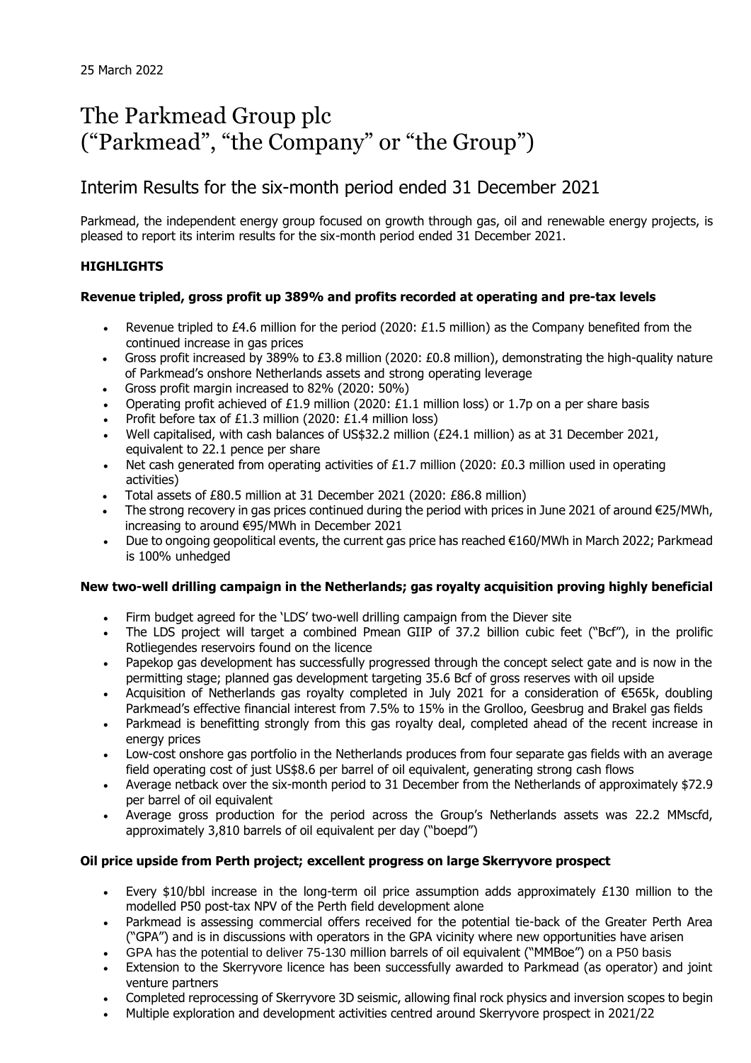25 March 2022

# The Parkmead Group plc
# ("Parkmead", "the Company" or "the Group")

## Interim Results for the six-month period ended 31 December 2021

Parkmead, the independent energy group focused on growth through gas, oil and renewable energy projects, is pleased to report its interim results for the six-month period ended 31 December 2021.

### HIGHLIGHTS

#### Revenue tripled, gross profit up 389% and profits recorded at operating and pre-tax levels

- Revenue tripled to £4.6 million for the period (2020: £1.5 million) as the Company benefited from the continued increase in gas prices
- Gross profit increased by 389% to £3.8 million (2020: £0.8 million), demonstrating the high-quality nature of Parkmead's onshore Netherlands assets and strong operating leverage
- Gross profit margin increased to 82% (2020: 50%)
- Operating profit achieved of £1.9 million (2020: £1.1 million loss) or 1.7p on a per share basis
- Profit before tax of £1.3 million (2020: £1.4 million loss)
- Well capitalised, with cash balances of US$32.2 million (£24.1 million) as at 31 December 2021, equivalent to 22.1 pence per share
- Net cash generated from operating activities of £1.7 million (2020: £0.3 million used in operating activities)
- Total assets of £80.5 million at 31 December 2021 (2020: £86.8 million)
- The strong recovery in gas prices continued during the period with prices in June 2021 of around €25/MWh, increasing to around €95/MWh in December 2021
- Due to ongoing geopolitical events, the current gas price has reached €160/MWh in March 2022; Parkmead is 100% unhedged

#### New two-well drilling campaign in the Netherlands; gas royalty acquisition proving highly beneficial

- Firm budget agreed for the 'LDS' two-well drilling campaign from the Diever site
- The LDS project will target a combined Pmean GIIP of 37.2 billion cubic feet ("Bcf"), in the prolific Rotliegendes reservoirs found on the licence
- Papekop gas development has successfully progressed through the concept select gate and is now in the permitting stage; planned gas development targeting 35.6 Bcf of gross reserves with oil upside
- Acquisition of Netherlands gas royalty completed in July 2021 for a consideration of €565k, doubling Parkmead's effective financial interest from 7.5% to 15% in the Grolloo, Geesbrug and Brakel gas fields
- Parkmead is benefitting strongly from this gas royalty deal, completed ahead of the recent increase in energy prices
- Low-cost onshore gas portfolio in the Netherlands produces from four separate gas fields with an average field operating cost of just US$8.6 per barrel of oil equivalent, generating strong cash flows
- Average netback over the six-month period to 31 December from the Netherlands of approximately $72.9 per barrel of oil equivalent
- Average gross production for the period across the Group's Netherlands assets was 22.2 MMscfd, approximately 3,810 barrels of oil equivalent per day ("boepd")

#### Oil price upside from Perth project; excellent progress on large Skerryvore prospect

- Every $10/bbl increase in the long-term oil price assumption adds approximately £130 million to the modelled P50 post-tax NPV of the Perth field development alone
- Parkmead is assessing commercial offers received for the potential tie-back of the Greater Perth Area ("GPA") and is in discussions with operators in the GPA vicinity where new opportunities have arisen
- GPA has the potential to deliver 75-130 million barrels of oil equivalent ("MMBoe") on a P50 basis
- Extension to the Skerryvore licence has been successfully awarded to Parkmead (as operator) and joint venture partners
- Completed reprocessing of Skerryvore 3D seismic, allowing final rock physics and inversion scopes to begin
- Multiple exploration and development activities centred around Skerryvore prospect in 2021/22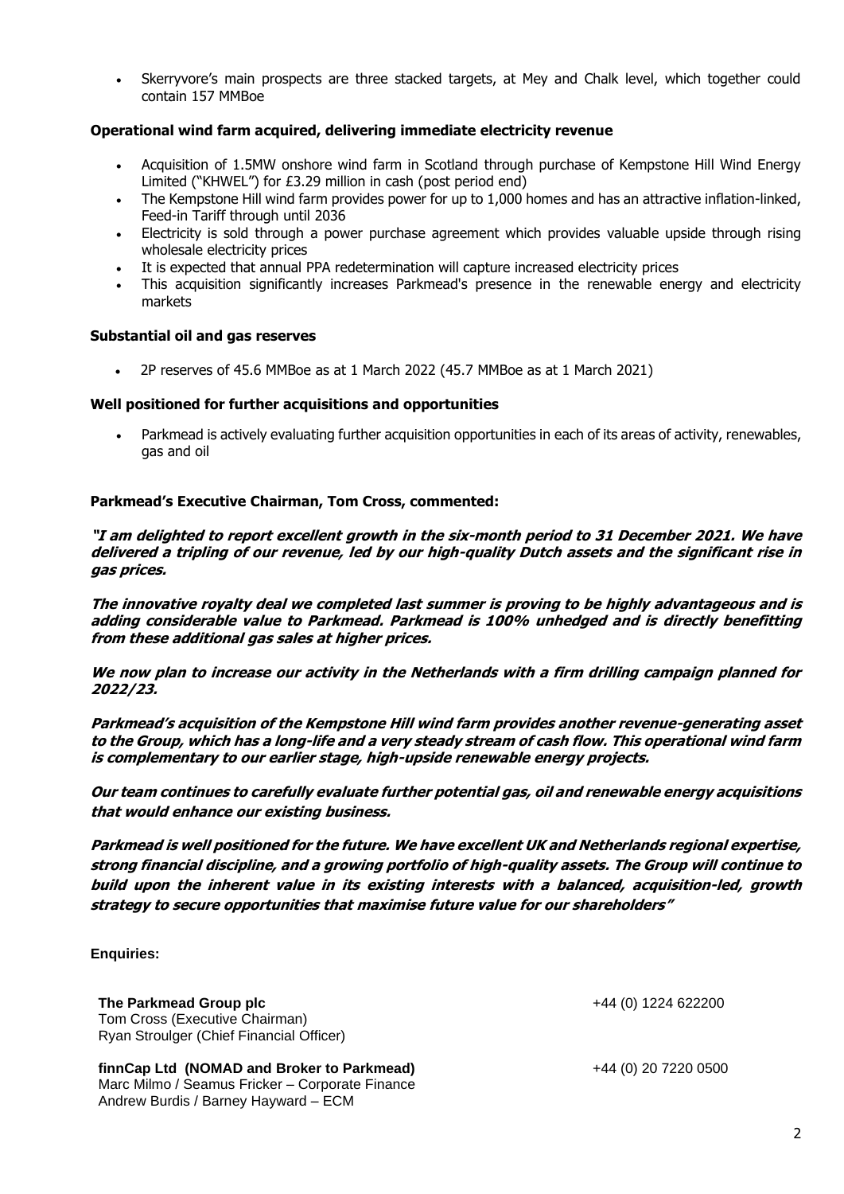- Skerryvore's main prospects are three stacked targets, at Mey and Chalk level, which together could contain 157 MMBoe

**Operational wind farm acquired, delivering immediate electricity revenue**

- Acquisition of 1.5MW onshore wind farm in Scotland through purchase of Kempstone Hill Wind Energy Limited ("KHWEL") for £3.29 million in cash (post period end)
- The Kempstone Hill wind farm provides power for up to 1,000 homes and has an attractive inflation-linked, Feed-in Tariff through until 2036
- Electricity is sold through a power purchase agreement which provides valuable upside through rising wholesale electricity prices
- It is expected that annual PPA redetermination will capture increased electricity prices
- This acquisition significantly increases Parkmead's presence in the renewable energy and electricity markets

**Substantial oil and gas reserves**

- 2P reserves of 45.6 MMBoe as at 1 March 2022 (45.7 MMBoe as at 1 March 2021)

**Well positioned for further acquisitions and opportunities**

- Parkmead is actively evaluating further acquisition opportunities in each of its areas of activity, renewables, gas and oil

**Parkmead's Executive Chairman, Tom Cross, commented:**

***"I am delighted to report excellent growth in the six-month period to 31 December 2021. We have delivered a tripling of our revenue, led by our high-quality Dutch assets and the significant rise in gas prices.***

***The innovative royalty deal we completed last summer is proving to be highly advantageous and is adding considerable value to Parkmead. Parkmead is 100% unhedged and is directly benefitting from these additional gas sales at higher prices.***

***We now plan to increase our activity in the Netherlands with a firm drilling campaign planned for 2022/23.***

***Parkmead's acquisition of the Kempstone Hill wind farm provides another revenue-generating asset to the Group, which has a long-life and a very steady stream of cash flow. This operational wind farm is complementary to our earlier stage, high-upside renewable energy projects.***

***Our team continues to carefully evaluate further potential gas, oil and renewable energy acquisitions that would enhance our existing business.***

***Parkmead is well positioned for the future. We have excellent UK and Netherlands regional expertise, strong financial discipline, and a growing portfolio of high-quality assets. The Group will continue to build upon the inherent value in its existing interests with a balanced, acquisition-led, growth strategy to secure opportunities that maximise future value for our shareholders"***

**Enquiries:**

**The Parkmead Group plc** — +44 (0) 1224 622200
Tom Cross (Executive Chairman)
Ryan Stroulger (Chief Financial Officer)

**finnCap Ltd (NOMAD and Broker to Parkmead)** — +44 (0) 20 7220 0500
Marc Milmo / Seamus Fricker – Corporate Finance
Andrew Burdis / Barney Hayward – ECM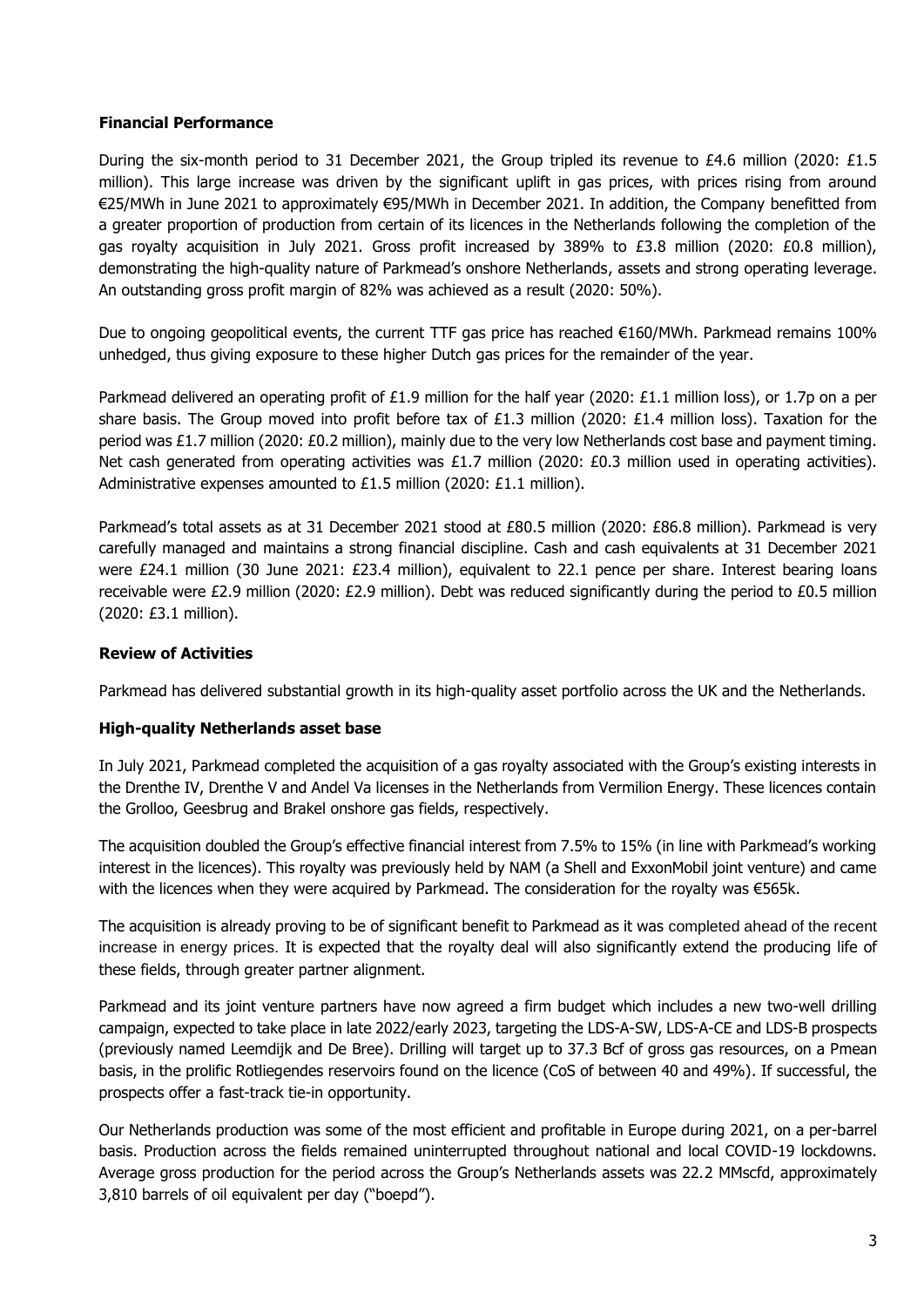## Financial Performance

During the six-month period to 31 December 2021, the Group tripled its revenue to £4.6 million (2020: £1.5 million). This large increase was driven by the significant uplift in gas prices, with prices rising from around €25/MWh in June 2021 to approximately €95/MWh in December 2021. In addition, the Company benefitted from a greater proportion of production from certain of its licences in the Netherlands following the completion of the gas royalty acquisition in July 2021. Gross profit increased by 389% to £3.8 million (2020: £0.8 million), demonstrating the high-quality nature of Parkmead's onshore Netherlands, assets and strong operating leverage. An outstanding gross profit margin of 82% was achieved as a result (2020: 50%).

Due to ongoing geopolitical events, the current TTF gas price has reached €160/MWh. Parkmead remains 100% unhedged, thus giving exposure to these higher Dutch gas prices for the remainder of the year.

Parkmead delivered an operating profit of £1.9 million for the half year (2020: £1.1 million loss), or 1.7p on a per share basis. The Group moved into profit before tax of £1.3 million (2020: £1.4 million loss). Taxation for the period was £1.7 million (2020: £0.2 million), mainly due to the very low Netherlands cost base and payment timing. Net cash generated from operating activities was £1.7 million (2020: £0.3 million used in operating activities). Administrative expenses amounted to £1.5 million (2020: £1.1 million).

Parkmead's total assets as at 31 December 2021 stood at £80.5 million (2020: £86.8 million). Parkmead is very carefully managed and maintains a strong financial discipline. Cash and cash equivalents at 31 December 2021 were £24.1 million (30 June 2021: £23.4 million), equivalent to 22.1 pence per share. Interest bearing loans receivable were £2.9 million (2020: £2.9 million). Debt was reduced significantly during the period to £0.5 million (2020: £3.1 million).

## Review of Activities

Parkmead has delivered substantial growth in its high-quality asset portfolio across the UK and the Netherlands.

### High-quality Netherlands asset base

In July 2021, Parkmead completed the acquisition of a gas royalty associated with the Group's existing interests in the Drenthe IV, Drenthe V and Andel Va licenses in the Netherlands from Vermilion Energy. These licences contain the Grolloo, Geesbrug and Brakel onshore gas fields, respectively.

The acquisition doubled the Group's effective financial interest from 7.5% to 15% (in line with Parkmead's working interest in the licences). This royalty was previously held by NAM (a Shell and ExxonMobil joint venture) and came with the licences when they were acquired by Parkmead. The consideration for the royalty was €565k.

The acquisition is already proving to be of significant benefit to Parkmead as it was completed ahead of the recent increase in energy prices. It is expected that the royalty deal will also significantly extend the producing life of these fields, through greater partner alignment.

Parkmead and its joint venture partners have now agreed a firm budget which includes a new two-well drilling campaign, expected to take place in late 2022/early 2023, targeting the LDS-A-SW, LDS-A-CE and LDS-B prospects (previously named Leemdijk and De Bree). Drilling will target up to 37.3 Bcf of gross gas resources, on a Pmean basis, in the prolific Rotliegendes reservoirs found on the licence (CoS of between 40 and 49%). If successful, the prospects offer a fast-track tie-in opportunity.

Our Netherlands production was some of the most efficient and profitable in Europe during 2021, on a per-barrel basis. Production across the fields remained uninterrupted throughout national and local COVID-19 lockdowns. Average gross production for the period across the Group's Netherlands assets was 22.2 MMscfd, approximately 3,810 barrels of oil equivalent per day ("boepd").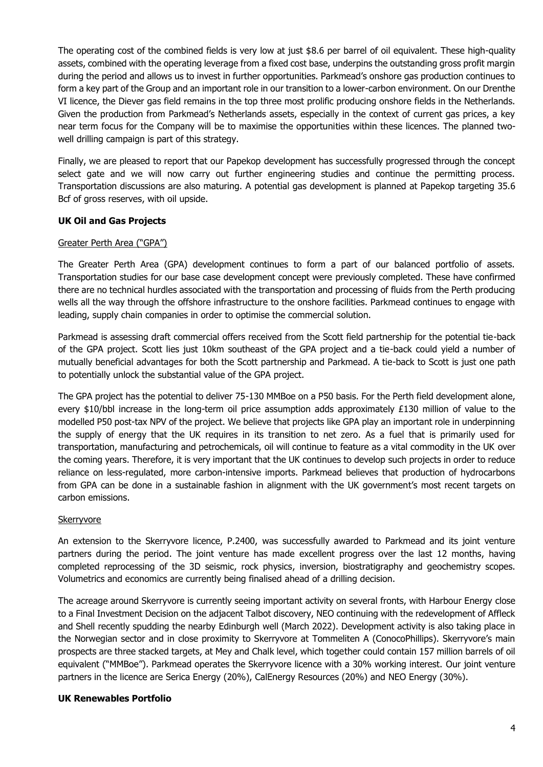The operating cost of the combined fields is very low at just $8.6 per barrel of oil equivalent. These high-quality assets, combined with the operating leverage from a fixed cost base, underpins the outstanding gross profit margin during the period and allows us to invest in further opportunities. Parkmead's onshore gas production continues to form a key part of the Group and an important role in our transition to a lower-carbon environment. On our Drenthe VI licence, the Diever gas field remains in the top three most prolific producing onshore fields in the Netherlands. Given the production from Parkmead's Netherlands assets, especially in the context of current gas prices, a key near term focus for the Company will be to maximise the opportunities within these licences. The planned two-well drilling campaign is part of this strategy.

Finally, we are pleased to report that our Papekop development has successfully progressed through the concept select gate and we will now carry out further engineering studies and continue the permitting process. Transportation discussions are also maturing. A potential gas development is planned at Papekop targeting 35.6 Bcf of gross reserves, with oil upside.

**UK Oil and Gas Projects**

Greater Perth Area ("GPA")

The Greater Perth Area (GPA) development continues to form a part of our balanced portfolio of assets. Transportation studies for our base case development concept were previously completed. These have confirmed there are no technical hurdles associated with the transportation and processing of fluids from the Perth producing wells all the way through the offshore infrastructure to the onshore facilities. Parkmead continues to engage with leading, supply chain companies in order to optimise the commercial solution.

Parkmead is assessing draft commercial offers received from the Scott field partnership for the potential tie-back of the GPA project. Scott lies just 10km southeast of the GPA project and a tie-back could yield a number of mutually beneficial advantages for both the Scott partnership and Parkmead. A tie-back to Scott is just one path to potentially unlock the substantial value of the GPA project.

The GPA project has the potential to deliver 75-130 MMBoe on a P50 basis. For the Perth field development alone, every $10/bbl increase in the long-term oil price assumption adds approximately £130 million of value to the modelled P50 post-tax NPV of the project. We believe that projects like GPA play an important role in underpinning the supply of energy that the UK requires in its transition to net zero. As a fuel that is primarily used for transportation, manufacturing and petrochemicals, oil will continue to feature as a vital commodity in the UK over the coming years. Therefore, it is very important that the UK continues to develop such projects in order to reduce reliance on less-regulated, more carbon-intensive imports. Parkmead believes that production of hydrocarbons from GPA can be done in a sustainable fashion in alignment with the UK government's most recent targets on carbon emissions.

Skerryvore

An extension to the Skerryvore licence, P.2400, was successfully awarded to Parkmead and its joint venture partners during the period. The joint venture has made excellent progress over the last 12 months, having completed reprocessing of the 3D seismic, rock physics, inversion, biostratigraphy and geochemistry scopes. Volumetrics and economics are currently being finalised ahead of a drilling decision.

The acreage around Skerryvore is currently seeing important activity on several fronts, with Harbour Energy close to a Final Investment Decision on the adjacent Talbot discovery, NEO continuing with the redevelopment of Affleck and Shell recently spudding the nearby Edinburgh well (March 2022). Development activity is also taking place in the Norwegian sector and in close proximity to Skerryvore at Tommeliten A (ConocoPhillips). Skerryvore's main prospects are three stacked targets, at Mey and Chalk level, which together could contain 157 million barrels of oil equivalent ("MMBoe"). Parkmead operates the Skerryvore licence with a 30% working interest. Our joint venture partners in the licence are Serica Energy (20%), CalEnergy Resources (20%) and NEO Energy (30%).

**UK Renewables Portfolio**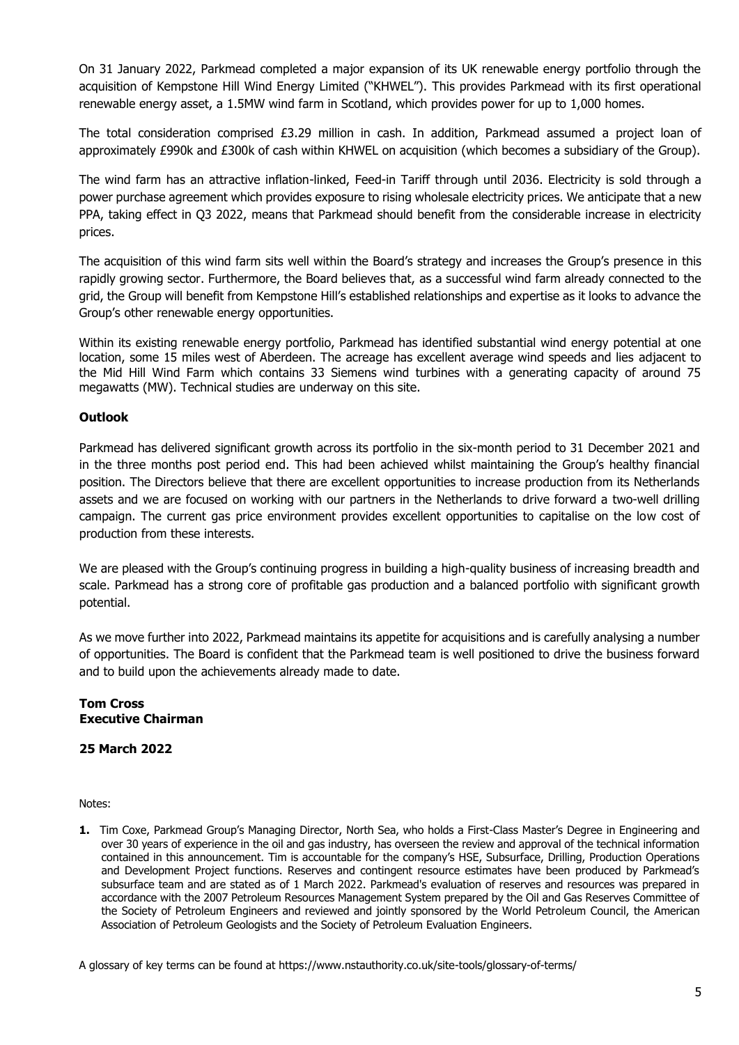On 31 January 2022, Parkmead completed a major expansion of its UK renewable energy portfolio through the acquisition of Kempstone Hill Wind Energy Limited ("KHWEL"). This provides Parkmead with its first operational renewable energy asset, a 1.5MW wind farm in Scotland, which provides power for up to 1,000 homes.

The total consideration comprised £3.29 million in cash. In addition, Parkmead assumed a project loan of approximately £990k and £300k of cash within KHWEL on acquisition (which becomes a subsidiary of the Group).

The wind farm has an attractive inflation-linked, Feed-in Tariff through until 2036. Electricity is sold through a power purchase agreement which provides exposure to rising wholesale electricity prices. We anticipate that a new PPA, taking effect in Q3 2022, means that Parkmead should benefit from the considerable increase in electricity prices.

The acquisition of this wind farm sits well within the Board's strategy and increases the Group's presence in this rapidly growing sector. Furthermore, the Board believes that, as a successful wind farm already connected to the grid, the Group will benefit from Kempstone Hill's established relationships and expertise as it looks to advance the Group's other renewable energy opportunities.

Within its existing renewable energy portfolio, Parkmead has identified substantial wind energy potential at one location, some 15 miles west of Aberdeen. The acreage has excellent average wind speeds and lies adjacent to the Mid Hill Wind Farm which contains 33 Siemens wind turbines with a generating capacity of around 75 megawatts (MW). Technical studies are underway on this site.

**Outlook**

Parkmead has delivered significant growth across its portfolio in the six-month period to 31 December 2021 and in the three months post period end. This had been achieved whilst maintaining the Group's healthy financial position. The Directors believe that there are excellent opportunities to increase production from its Netherlands assets and we are focused on working with our partners in the Netherlands to drive forward a two-well drilling campaign. The current gas price environment provides excellent opportunities to capitalise on the low cost of production from these interests.

We are pleased with the Group's continuing progress in building a high-quality business of increasing breadth and scale. Parkmead has a strong core of profitable gas production and a balanced portfolio with significant growth potential.

As we move further into 2022, Parkmead maintains its appetite for acquisitions and is carefully analysing a number of opportunities. The Board is confident that the Parkmead team is well positioned to drive the business forward and to build upon the achievements already made to date.

**Tom Cross**
**Executive Chairman**

**25 March 2022**

Notes:

1. Tim Coxe, Parkmead Group's Managing Director, North Sea, who holds a First-Class Master's Degree in Engineering and over 30 years of experience in the oil and gas industry, has overseen the review and approval of the technical information contained in this announcement. Tim is accountable for the company's HSE, Subsurface, Drilling, Production Operations and Development Project functions. Reserves and contingent resource estimates have been produced by Parkmead's subsurface team and are stated as of 1 March 2022. Parkmead's evaluation of reserves and resources was prepared in accordance with the 2007 Petroleum Resources Management System prepared by the Oil and Gas Reserves Committee of the Society of Petroleum Engineers and reviewed and jointly sponsored by the World Petroleum Council, the American Association of Petroleum Geologists and the Society of Petroleum Evaluation Engineers.

A glossary of key terms can be found at https://www.nstauthority.co.uk/site-tools/glossary-of-terms/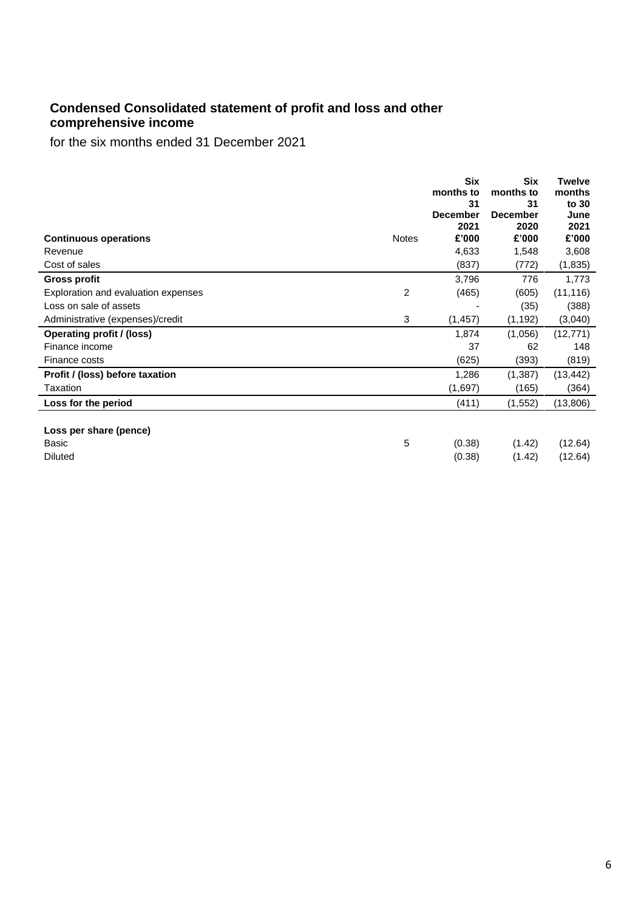## Condensed Consolidated statement of profit and loss and other comprehensive income

for the six months ended 31 December 2021

| Continuous operations | Notes | Six months to 31 December 2021 £'000 | Six months to 31 December 2020 £'000 | Twelve months to 30 June 2021 £'000 |
|---|---|---|---|---|
| Revenue | | 4,633 | 1,548 | 3,608 |
| Cost of sales | | (837) | (772) | (1,835) |
| **Gross profit** | | 3,796 | 776 | 1,773 |
| Exploration and evaluation expenses | 2 | (465) | (605) | (11,116) |
| Loss on sale of assets | | - | (35) | (388) |
| Administrative (expenses)/credit | 3 | (1,457) | (1,192) | (3,040) |
| **Operating profit / (loss)** | | 1,874 | (1,056) | (12,771) |
| Finance income | | 37 | 62 | 148 |
| Finance costs | | (625) | (393) | (819) |
| **Profit / (loss) before taxation** | | 1,286 | (1,387) | (13,442) |
| Taxation | | (1,697) | (165) | (364) |
| **Loss for the period** | | (411) | (1,552) | (13,806) |
| | | | | |
| **Loss per share (pence)** | | | | |
| Basic | 5 | (0.38) | (1.42) | (12.64) |
| Diluted | | (0.38) | (1.42) | (12.64) |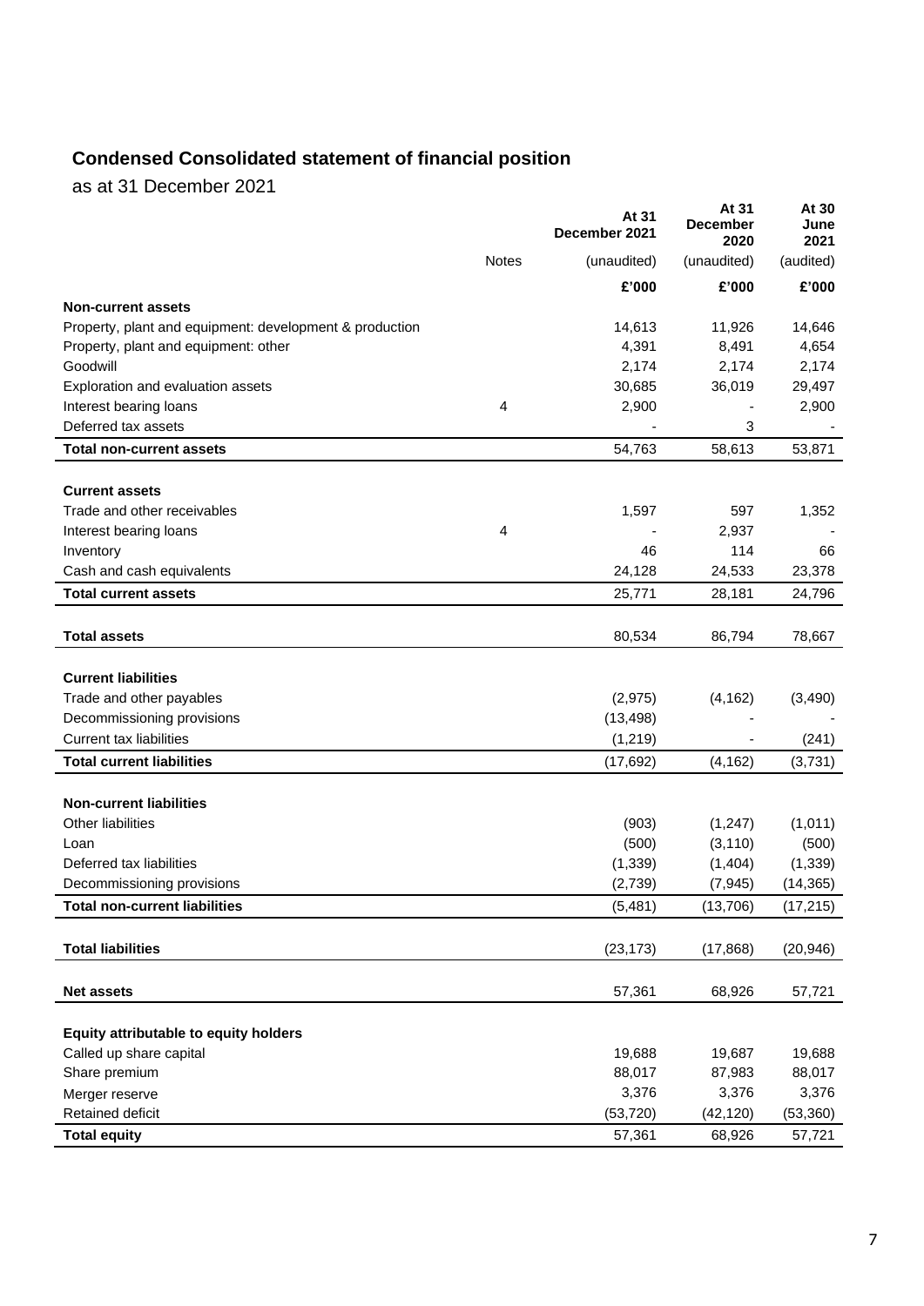## Condensed Consolidated statement of financial position

as at 31 December 2021

| | Notes | At 31 December 2021 | At 31 December 2020 | At 30 June 2021 |
|---|---|---|---|---|
| | | (unaudited) | (unaudited) | (audited) |
| | | **£'000** | **£'000** | **£'000** |
| **Non-current assets** | | | | |
| Property, plant and equipment: development & production | | 14,613 | 11,926 | 14,646 |
| Property, plant and equipment: other | | 4,391 | 8,491 | 4,654 |
| Goodwill | | 2,174 | 2,174 | 2,174 |
| Exploration and evaluation assets | | 30,685 | 36,019 | 29,497 |
| Interest bearing loans | 4 | 2,900 | - | 2,900 |
| Deferred tax assets | | - | 3 | - |
| **Total non-current assets** | | 54,763 | 58,613 | 53,871 |
| | | | | |
| **Current assets** | | | | |
| Trade and other receivables | | 1,597 | 597 | 1,352 |
| Interest bearing loans | 4 | - | 2,937 | - |
| Inventory | | 46 | 114 | 66 |
| Cash and cash equivalents | | 24,128 | 24,533 | 23,378 |
| **Total current assets** | | 25,771 | 28,181 | 24,796 |
| | | | | |
| **Total assets** | | 80,534 | 86,794 | 78,667 |
| | | | | |
| **Current liabilities** | | | | |
| Trade and other payables | | (2,975) | (4,162) | (3,490) |
| Decommissioning provisions | | (13,498) | - | - |
| Current tax liabilities | | (1,219) | - | (241) |
| **Total current liabilities** | | (17,692) | (4,162) | (3,731) |
| | | | | |
| **Non-current liabilities** | | | | |
| Other liabilities | | (903) | (1,247) | (1,011) |
| Loan | | (500) | (3,110) | (500) |
| Deferred tax liabilities | | (1,339) | (1,404) | (1,339) |
| Decommissioning provisions | | (2,739) | (7,945) | (14,365) |
| **Total non-current liabilities** | | (5,481) | (13,706) | (17,215) |
| | | | | |
| **Total liabilities** | | (23,173) | (17,868) | (20,946) |
| | | | | |
| **Net assets** | | 57,361 | 68,926 | 57,721 |
| | | | | |
| **Equity attributable to equity holders** | | | | |
| Called up share capital | | 19,688 | 19,687 | 19,688 |
| Share premium | | 88,017 | 87,983 | 88,017 |
| Merger reserve | | 3,376 | 3,376 | 3,376 |
| Retained deficit | | (53,720) | (42,120) | (53,360) |
| **Total equity** | | 57,361 | 68,926 | 57,721 |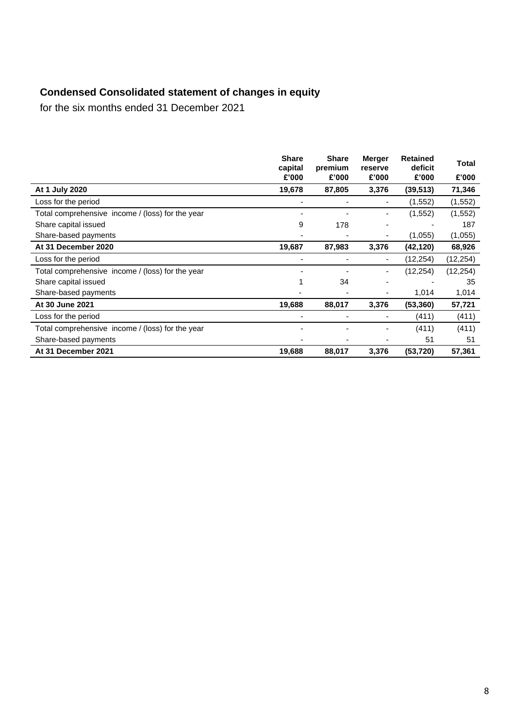## Condensed Consolidated statement of changes in equity

for the six months ended 31 December 2021

| | Share capital £'000 | Share premium £'000 | Merger reserve £'000 | Retained deficit £'000 | Total £'000 |
|---|---|---|---|---|---|
| **At 1 July 2020** | **19,678** | **87,805** | **3,376** | **(39,513)** | **71,346** |
| Loss for the period | - | - | - | (1,552) | (1,552) |
| Total comprehensive income / (loss) for the year | - | - | - | (1,552) | (1,552) |
| Share capital issued | 9 | 178 | - | - | 187 |
| Share-based payments | - | - | - | (1,055) | (1,055) |
| **At 31 December 2020** | **19,687** | **87,983** | **3,376** | **(42,120)** | **68,926** |
| Loss for the period | - | - | - | (12,254) | (12,254) |
| Total comprehensive income / (loss) for the year | - | - | - | (12,254) | (12,254) |
| Share capital issued | 1 | 34 | - | - | 35 |
| Share-based payments | - | - | - | 1,014 | 1,014 |
| **At 30 June 2021** | **19,688** | **88,017** | **3,376** | **(53,360)** | **57,721** |
| Loss for the period | - | - | - | (411) | (411) |
| Total comprehensive income / (loss) for the year | - | - | - | (411) | (411) |
| Share-based payments | - | - | - | 51 | 51 |
| **At 31 December 2021** | **19,688** | **88,017** | **3,376** | **(53,720)** | **57,361** |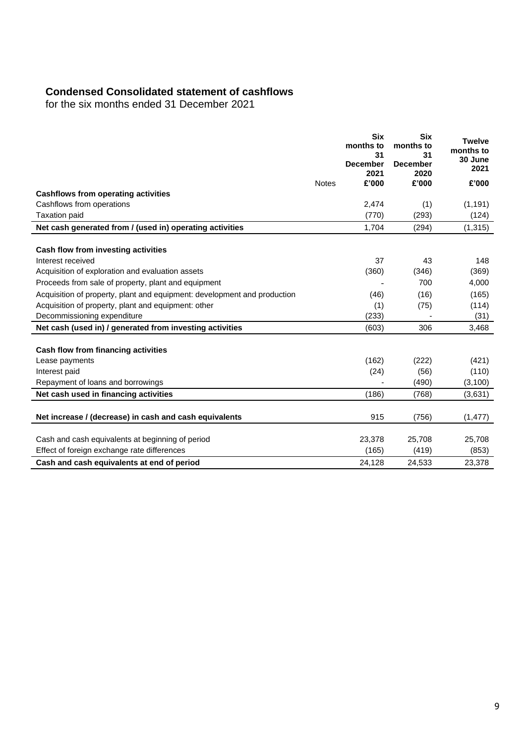## Condensed Consolidated statement of cashflows

for the six months ended 31 December 2021

| | Notes | Six months to 31 December 2021 £'000 | Six months to 31 December 2020 £'000 | Twelve months to 30 June 2021 £'000 |
|---|---|---|---|---|
| **Cashflows from operating activities** | | | | |
| Cashflows from operations | | 2,474 | (1) | (1,191) |
| Taxation paid | | (770) | (293) | (124) |
| **Net cash generated from / (used in) operating activities** | | 1,704 | (294) | (1,315) |
| | | | | |
| **Cash flow from investing activities** | | | | |
| Interest received | | 37 | 43 | 148 |
| Acquisition of exploration and evaluation assets | | (360) | (346) | (369) |
| Proceeds from sale of property, plant and equipment | | - | 700 | 4,000 |
| Acquisition of property, plant and equipment: development and production | | (46) | (16) | (165) |
| Acquisition of property, plant and equipment: other | | (1) | (75) | (114) |
| Decommissioning expenditure | | (233) | - | (31) |
| **Net cash (used in) / generated from investing activities** | | (603) | 306 | 3,468 |
| | | | | |
| **Cash flow from financing activities** | | | | |
| Lease payments | | (162) | (222) | (421) |
| Interest paid | | (24) | (56) | (110) |
| Repayment of loans and borrowings | | - | (490) | (3,100) |
| **Net cash used in financing activities** | | (186) | (768) | (3,631) |
| | | | | |
| **Net increase / (decrease) in cash and cash equivalents** | | 915 | (756) | (1,477) |
| | | | | |
| Cash and cash equivalents at beginning of period | | 23,378 | 25,708 | 25,708 |
| Effect of foreign exchange rate differences | | (165) | (419) | (853) |
| **Cash and cash equivalents at end of period** | | 24,128 | 24,533 | 23,378 |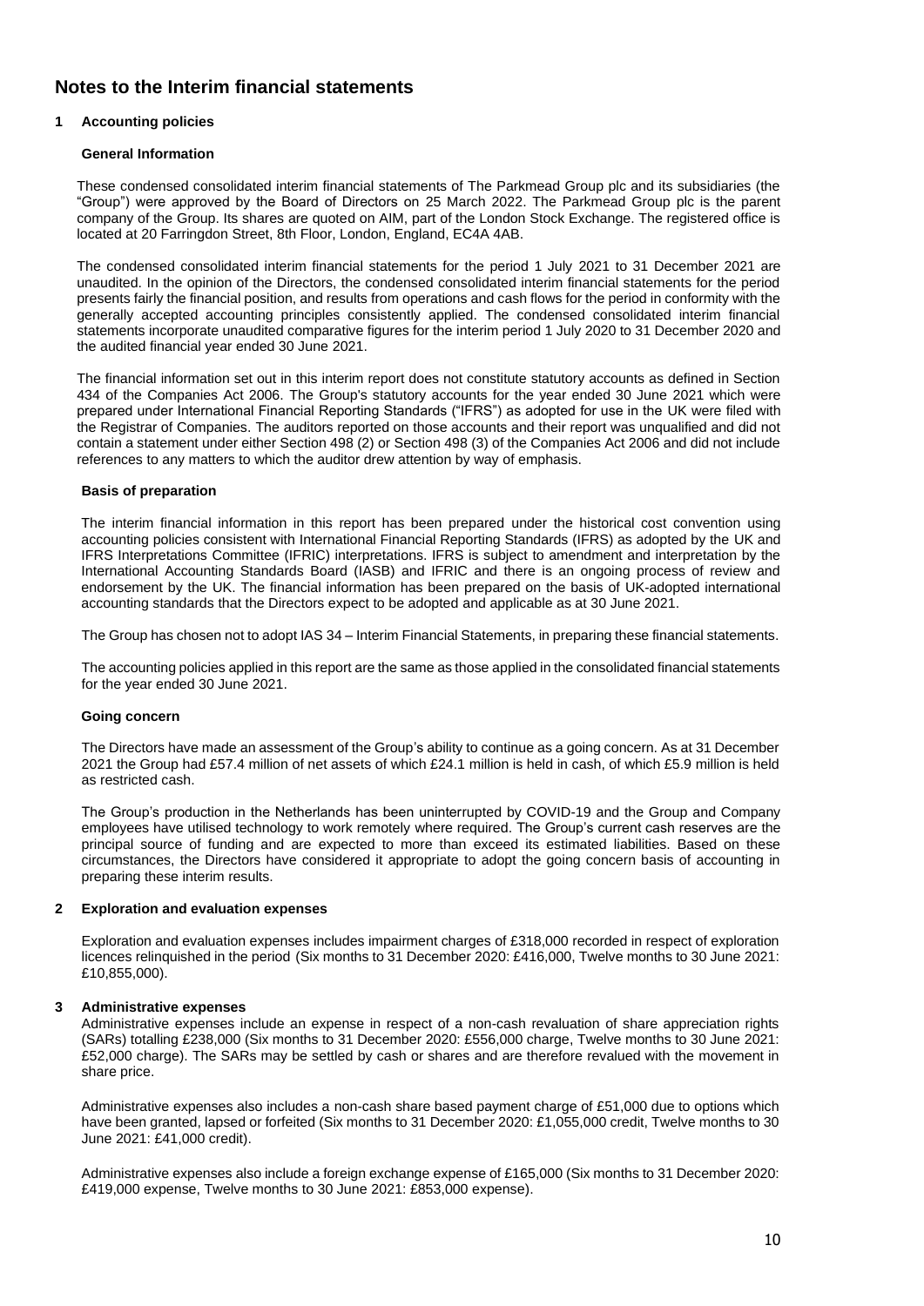# Notes to the Interim financial statements

## 1 Accounting policies

### General Information

These condensed consolidated interim financial statements of The Parkmead Group plc and its subsidiaries (the "Group") were approved by the Board of Directors on 25 March 2022. The Parkmead Group plc is the parent company of the Group. Its shares are quoted on AIM, part of the London Stock Exchange. The registered office is located at 20 Farringdon Street, 8th Floor, London, England, EC4A 4AB.

The condensed consolidated interim financial statements for the period 1 July 2021 to 31 December 2021 are unaudited. In the opinion of the Directors, the condensed consolidated interim financial statements for the period presents fairly the financial position, and results from operations and cash flows for the period in conformity with the generally accepted accounting principles consistently applied. The condensed consolidated interim financial statements incorporate unaudited comparative figures for the interim period 1 July 2020 to 31 December 2020 and the audited financial year ended 30 June 2021.

The financial information set out in this interim report does not constitute statutory accounts as defined in Section 434 of the Companies Act 2006. The Group's statutory accounts for the year ended 30 June 2021 which were prepared under International Financial Reporting Standards ("IFRS") as adopted for use in the UK were filed with the Registrar of Companies. The auditors reported on those accounts and their report was unqualified and did not contain a statement under either Section 498 (2) or Section 498 (3) of the Companies Act 2006 and did not include references to any matters to which the auditor drew attention by way of emphasis.

### Basis of preparation

The interim financial information in this report has been prepared under the historical cost convention using accounting policies consistent with International Financial Reporting Standards (IFRS) as adopted by the UK and IFRS Interpretations Committee (IFRIC) interpretations. IFRS is subject to amendment and interpretation by the International Accounting Standards Board (IASB) and IFRIC and there is an ongoing process of review and endorsement by the UK. The financial information has been prepared on the basis of UK-adopted international accounting standards that the Directors expect to be adopted and applicable as at 30 June 2021.

The Group has chosen not to adopt IAS 34 – Interim Financial Statements, in preparing these financial statements.

The accounting policies applied in this report are the same as those applied in the consolidated financial statements for the year ended 30 June 2021.

### Going concern

The Directors have made an assessment of the Group's ability to continue as a going concern. As at 31 December 2021 the Group had £57.4 million of net assets of which £24.1 million is held in cash, of which £5.9 million is held as restricted cash.

The Group's production in the Netherlands has been uninterrupted by COVID-19 and the Group and Company employees have utilised technology to work remotely where required. The Group's current cash reserves are the principal source of funding and are expected to more than exceed its estimated liabilities. Based on these circumstances, the Directors have considered it appropriate to adopt the going concern basis of accounting in preparing these interim results.

## 2 Exploration and evaluation expenses

Exploration and evaluation expenses includes impairment charges of £318,000 recorded in respect of exploration licences relinquished in the period (Six months to 31 December 2020: £416,000, Twelve months to 30 June 2021: £10,855,000).

## 3 Administrative expenses

Administrative expenses include an expense in respect of a non-cash revaluation of share appreciation rights (SARs) totalling £238,000 (Six months to 31 December 2020: £556,000 charge, Twelve months to 30 June 2021: £52,000 charge). The SARs may be settled by cash or shares and are therefore revalued with the movement in share price.

Administrative expenses also includes a non-cash share based payment charge of £51,000 due to options which have been granted, lapsed or forfeited (Six months to 31 December 2020: £1,055,000 credit, Twelve months to 30 June 2021: £41,000 credit).

Administrative expenses also include a foreign exchange expense of £165,000 (Six months to 31 December 2020: £419,000 expense, Twelve months to 30 June 2021: £853,000 expense).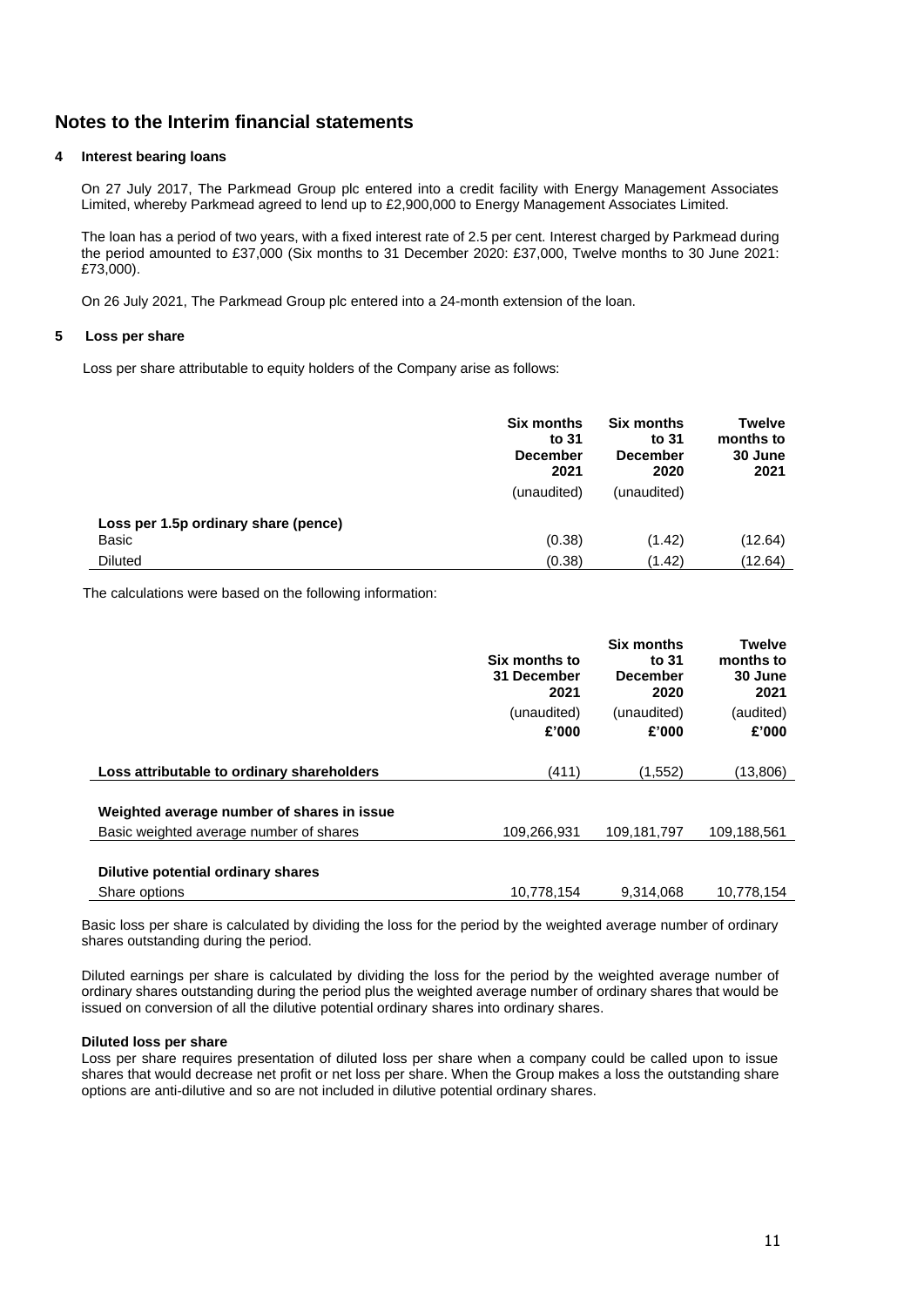# Notes to the Interim financial statements

## 4 Interest bearing loans

On 27 July 2017, The Parkmead Group plc entered into a credit facility with Energy Management Associates Limited, whereby Parkmead agreed to lend up to £2,900,000 to Energy Management Associates Limited.

The loan has a period of two years, with a fixed interest rate of 2.5 per cent. Interest charged by Parkmead during the period amounted to £37,000 (Six months to 31 December 2020: £37,000, Twelve months to 30 June 2021: £73,000).

On 26 July 2021, The Parkmead Group plc entered into a 24-month extension of the loan.

## 5 Loss per share

Loss per share attributable to equity holders of the Company arise as follows:

| | Six months to 31 December 2021 (unaudited) | Six months to 31 December 2020 (unaudited) | Twelve months to 30 June 2021 |
|---|---|---|---|
| **Loss per 1.5p ordinary share (pence)** | | | |
| Basic | (0.38) | (1.42) | (12.64) |
| Diluted | (0.38) | (1.42) | (12.64) |

The calculations were based on the following information:

| | Six months to 31 December 2021 (unaudited) £'000 | Six months to 31 December 2020 (unaudited) £'000 | Twelve months to 30 June 2021 (audited) £'000 |
|---|---|---|---|
| **Loss attributable to ordinary shareholders** | (411) | (1,552) | (13,806) |
| **Weighted average number of shares in issue** | | | |
| Basic weighted average number of shares | 109,266,931 | 109,181,797 | 109,188,561 |
| **Dilutive potential ordinary shares** | | | |
| Share options | 10,778,154 | 9,314,068 | 10,778,154 |

Basic loss per share is calculated by dividing the loss for the period by the weighted average number of ordinary shares outstanding during the period.

Diluted earnings per share is calculated by dividing the loss for the period by the weighted average number of ordinary shares outstanding during the period plus the weighted average number of ordinary shares that would be issued on conversion of all the dilutive potential ordinary shares into ordinary shares.

**Diluted loss per share**

Loss per share requires presentation of diluted loss per share when a company could be called upon to issue shares that would decrease net profit or net loss per share. When the Group makes a loss the outstanding share options are anti-dilutive and so are not included in dilutive potential ordinary shares.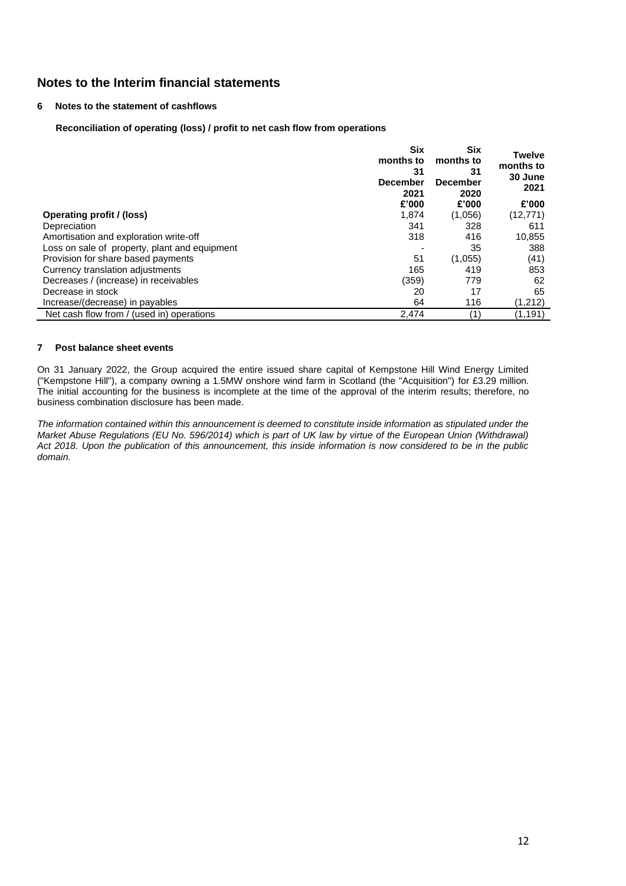# Notes to the Interim financial statements

## 6 Notes to the statement of cashflows

**Reconciliation of operating (loss) / profit to net cash flow from operations**

| | Six months to 31 December 2021 £'000 | Six months to 31 December 2020 £'000 | Twelve months to 30 June 2021 £'000 |
|---|---|---|---|
| **Operating profit / (loss)** | 1,874 | (1,056) | (12,771) |
| Depreciation | 341 | 328 | 611 |
| Amortisation and exploration write-off | 318 | 416 | 10,855 |
| Loss on sale of property, plant and equipment | - | 35 | 388 |
| Provision for share based payments | 51 | (1,055) | (41) |
| Currency translation adjustments | 165 | 419 | 853 |
| Decreases / (increase) in receivables | (359) | 779 | 62 |
| Decrease in stock | 20 | 17 | 65 |
| Increase/(decrease) in payables | 64 | 116 | (1,212) |
| Net cash flow from / (used in) operations | 2,474 | (1) | (1,191) |

## 7 Post balance sheet events

On 31 January 2022, the Group acquired the entire issued share capital of Kempstone Hill Wind Energy Limited ("Kempstone Hill"), a company owning a 1.5MW onshore wind farm in Scotland (the "Acquisition") for £3.29 million. The initial accounting for the business is incomplete at the time of the approval of the interim results; therefore, no business combination disclosure has been made.

*The information contained within this announcement is deemed to constitute inside information as stipulated under the Market Abuse Regulations (EU No. 596/2014) which is part of UK law by virtue of the European Union (Withdrawal) Act 2018. Upon the publication of this announcement, this inside information is now considered to be in the public domain.*